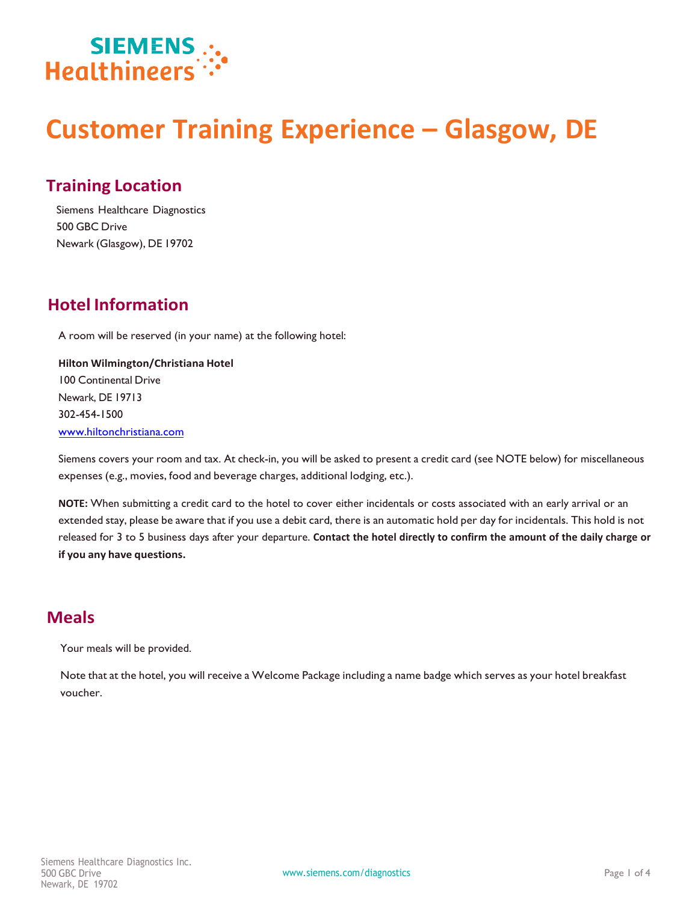# Customer Training Experience – Glasgow, DE

## Training Location

Siemens Healthcare Diagnostics
500 GBC Drive
Newark (Glasgow), DE 19702

## Hotel Information

A room will be reserved (in your name) at the following hotel:

**Hilton Wilmington/Christiana Hotel**
100 Continental Drive
Newark, DE 19713
302-454-1500
www.hiltonchristiana.com

Siemens covers your room and tax. At check-in, you will be asked to present a credit card (see NOTE below) for miscellaneous expenses (e.g., movies, food and beverage charges, additional lodging, etc.).

**NOTE:** When submitting a credit card to the hotel to cover either incidentals or costs associated with an early arrival or an extended stay, please be aware that if you use a debit card, there is an automatic hold per day for incidentals. This hold is not released for 3 to 5 business days after your departure. **Contact the hotel directly to confirm the amount of the daily charge or if you any have questions.**

## Meals

Your meals will be provided.

Note that at the hotel, you will receive a Welcome Package including a name badge which serves as your hotel breakfast voucher.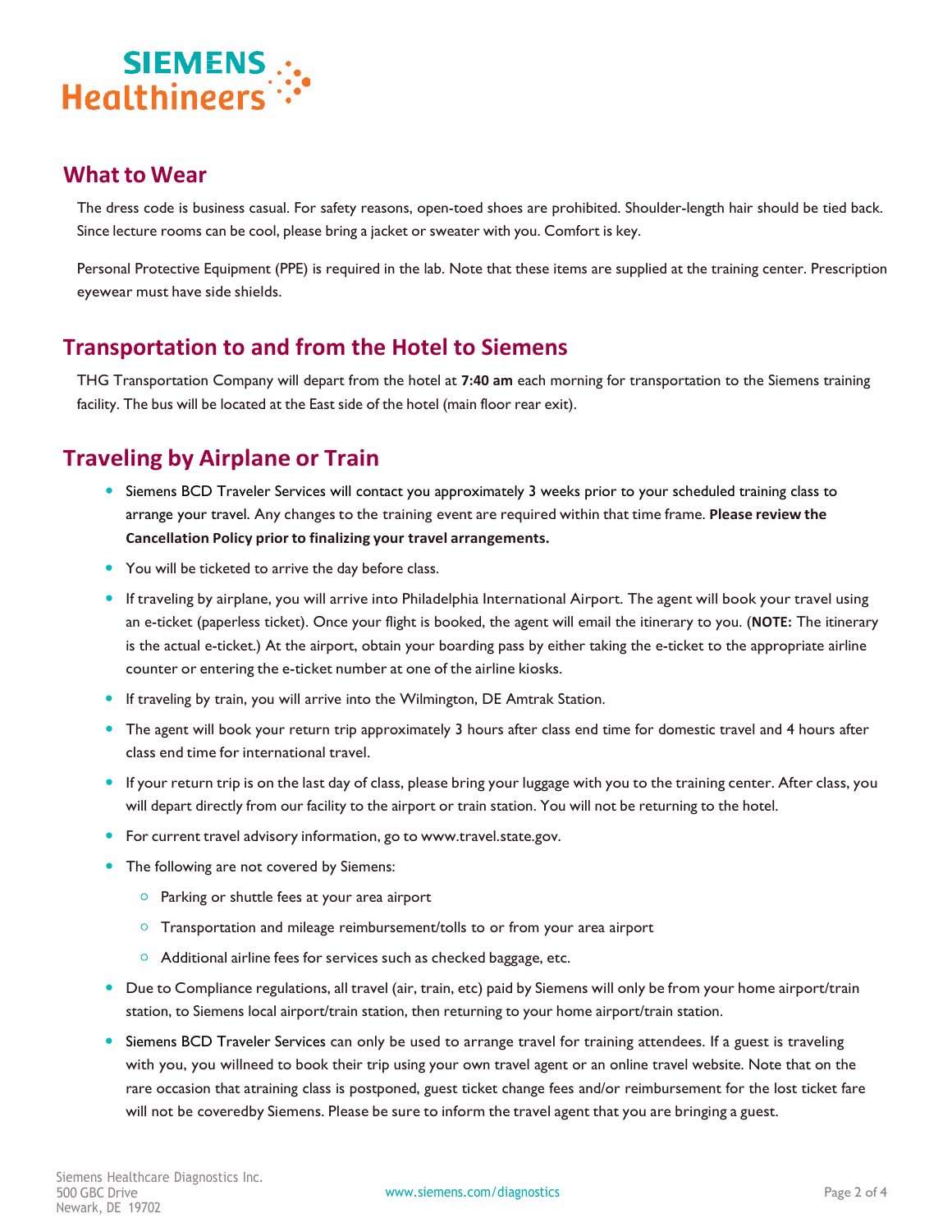## What to Wear

The dress code is business casual. For safety reasons, open-toed shoes are prohibited. Shoulder-length hair should be tied back. Since lecture rooms can be cool, please bring a jacket or sweater with you. Comfort is key.

Personal Protective Equipment (PPE) is required in the lab. Note that these items are supplied at the training center. Prescription eyewear must have side shields.

## Transportation to and from the Hotel to Siemens

THG Transportation Company will depart from the hotel at **7:40 am** each morning for transportation to the Siemens training facility. The bus will be located at the East side of the hotel (main floor rear exit).

## Traveling by Airplane or Train

- Siemens BCD Traveler Services will contact you approximately 3 weeks prior to your scheduled training class to arrange your travel. Any changes to the training event are required within that time frame. **Please review the Cancellation Policy prior to finalizing your travel arrangements.**
- You will be ticketed to arrive the day before class.
- If traveling by airplane, you will arrive into Philadelphia International Airport. The agent will book your travel using an e-ticket (paperless ticket). Once your flight is booked, the agent will email the itinerary to you. (**NOTE:** The itinerary is the actual e-ticket.) At the airport, obtain your boarding pass by either taking the e-ticket to the appropriate airline counter or entering the e-ticket number at one of the airline kiosks.
- If traveling by train, you will arrive into the Wilmington, DE Amtrak Station.
- The agent will book your return trip approximately 3 hours after class end time for domestic travel and 4 hours after class end time for international travel.
- If your return trip is on the last day of class, please bring your luggage with you to the training center. After class, you will depart directly from our facility to the airport or train station. You will not be returning to the hotel.
- For current travel advisory information, go to www.travel.state.gov.
- The following are not covered by Siemens:
  - Parking or shuttle fees at your area airport
  - Transportation and mileage reimbursement/tolls to or from your area airport
  - Additional airline fees for services such as checked baggage, etc.
- Due to Compliance regulations, all travel (air, train, etc) paid by Siemens will only be from your home airport/train station, to Siemens local airport/train station, then returning to your home airport/train station.
- Siemens BCD Traveler Services can only be used to arrange travel for training attendees. If a guest is traveling with you, you willneed to book their trip using your own travel agent or an online travel website. Note that on the rare occasion that atraining class is postponed, guest ticket change fees and/or reimbursement for the lost ticket fare will not be coveredby Siemens. Please be sure to inform the travel agent that you are bringing a guest.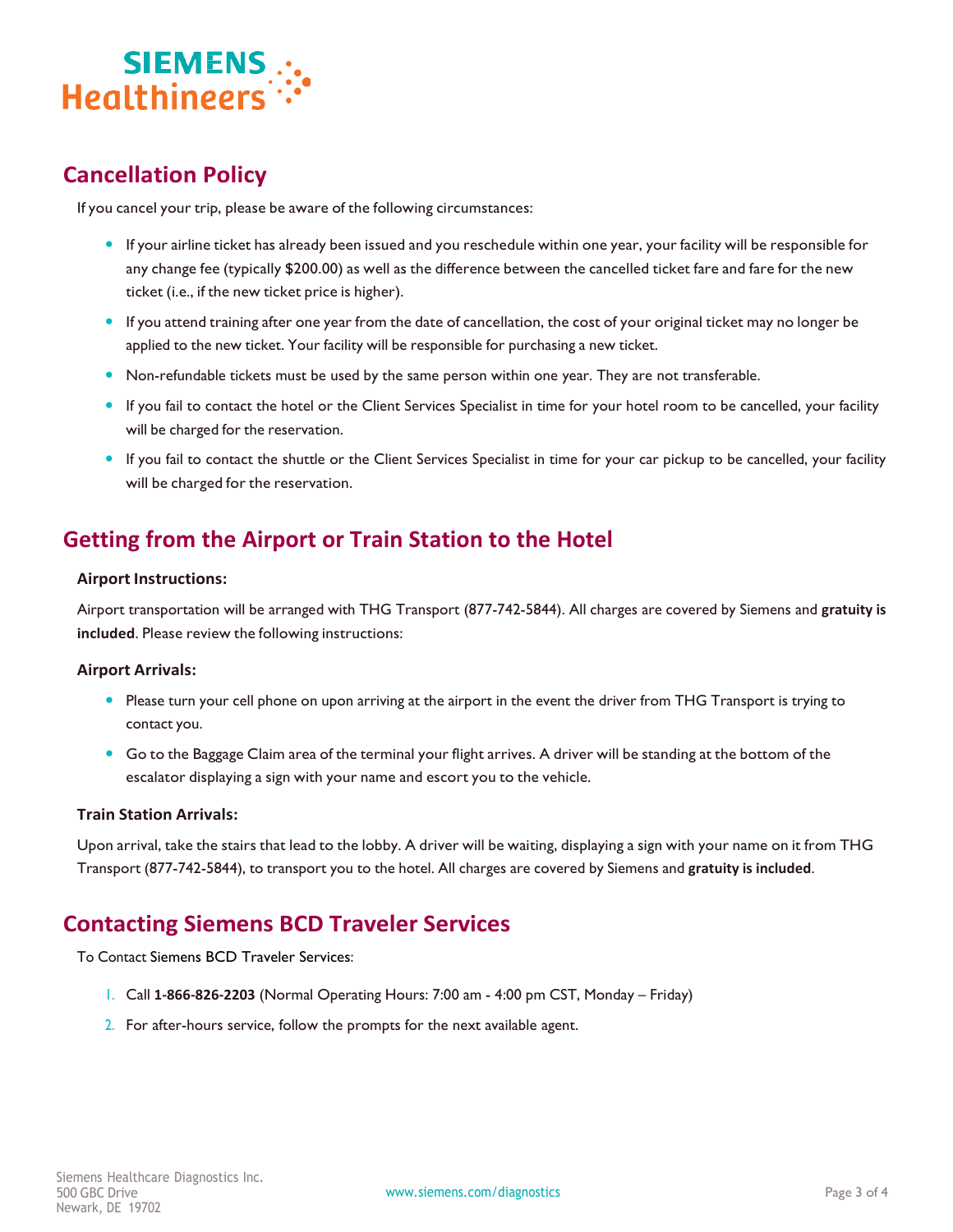## Cancellation Policy

If you cancel your trip, please be aware of the following circumstances:

- If your airline ticket has already been issued and you reschedule within one year, your facility will be responsible for any change fee (typically $200.00) as well as the difference between the cancelled ticket fare and fare for the new ticket (i.e., if the new ticket price is higher).
- If you attend training after one year from the date of cancellation, the cost of your original ticket may no longer be applied to the new ticket. Your facility will be responsible for purchasing a new ticket.
- Non-refundable tickets must be used by the same person within one year. They are not transferable.
- If you fail to contact the hotel or the Client Services Specialist in time for your hotel room to be cancelled, your facility will be charged for the reservation.
- If you fail to contact the shuttle or the Client Services Specialist in time for your car pickup to be cancelled, your facility will be charged for the reservation.

## Getting from the Airport or Train Station to the Hotel

### Airport Instructions:

Airport transportation will be arranged with THG Transport (877-742-5844). All charges are covered by Siemens and **gratuity is included**. Please review the following instructions:

### Airport Arrivals:

- Please turn your cell phone on upon arriving at the airport in the event the driver from THG Transport is trying to contact you.
- Go to the Baggage Claim area of the terminal your flight arrives. A driver will be standing at the bottom of the escalator displaying a sign with your name and escort you to the vehicle.

### Train Station Arrivals:

Upon arrival, take the stairs that lead to the lobby. A driver will be waiting, displaying a sign with your name on it from THG Transport (877-742-5844), to transport you to the hotel. All charges are covered by Siemens and **gratuity is included**.

## Contacting Siemens BCD Traveler Services

To Contact Siemens BCD Traveler Services:

1. Call **1-866-826-2203** (Normal Operating Hours: 7:00 am - 4:00 pm CST, Monday – Friday)
2. For after-hours service, follow the prompts for the next available agent.

Siemens Healthcare Diagnostics Inc.
500 GBC Drive
Newark, DE 19702

www.siemens.com/diagnostics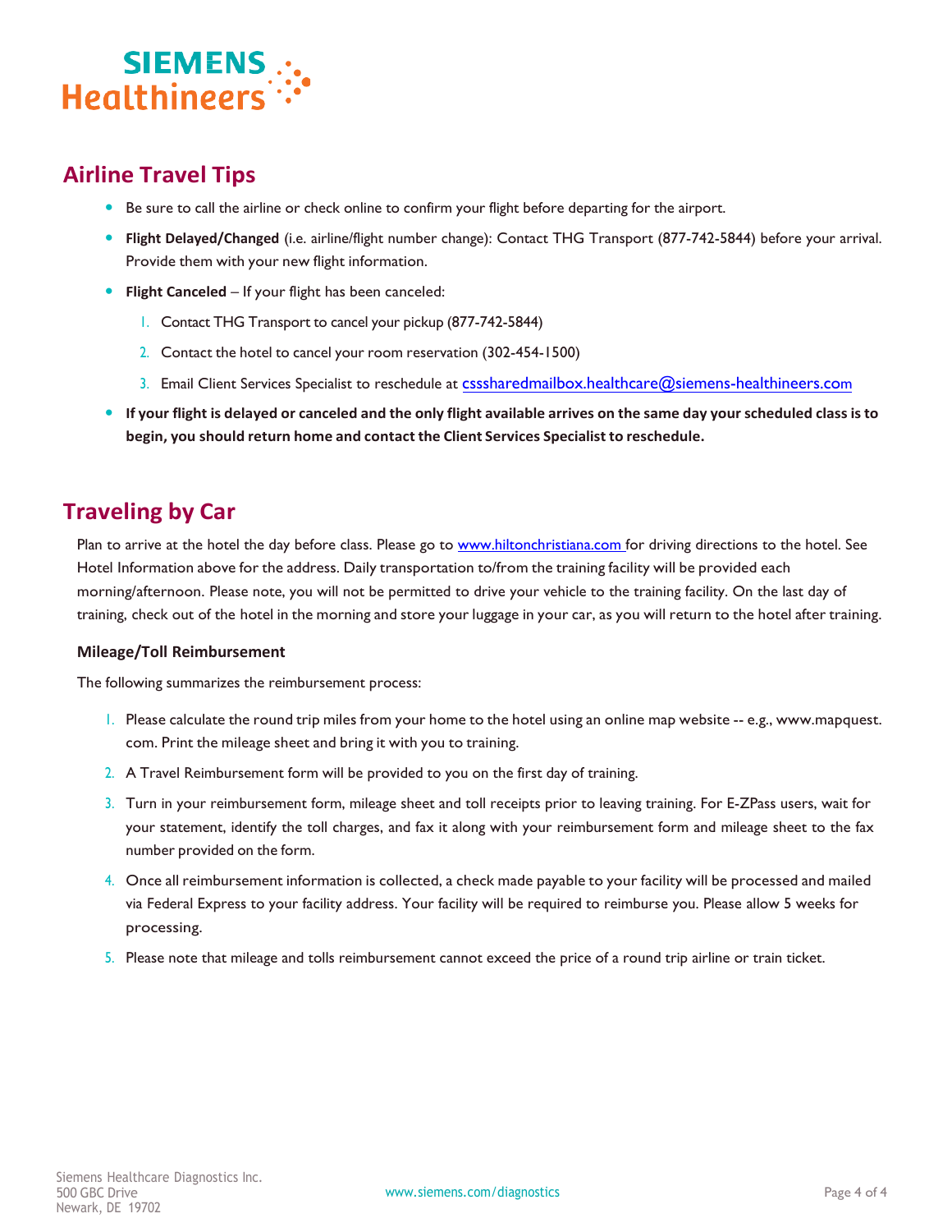## Airline Travel Tips

- Be sure to call the airline or check online to confirm your flight before departing for the airport.
- **Flight Delayed/Changed** (i.e. airline/flight number change): Contact THG Transport (877-742-5844) before your arrival. Provide them with your new flight information.
- **Flight Canceled** – If your flight has been canceled:
  1. Contact THG Transport to cancel your pickup (877-742-5844)
  2. Contact the hotel to cancel your room reservation (302-454-1500)
  3. Email Client Services Specialist to reschedule at csssharedmailbox.healthcare@siemens-healthineers.com
- **If your flight is delayed or canceled and the only flight available arrives on the same day your scheduled class is to begin, you should return home and contact the Client Services Specialist to reschedule.**

## Traveling by Car

Plan to arrive at the hotel the day before class. Please go to www.hiltonchristiana.com for driving directions to the hotel. See Hotel Information above for the address. Daily transportation to/from the training facility will be provided each morning/afternoon. Please note, you will not be permitted to drive your vehicle to the training facility. On the last day of training, check out of the hotel in the morning and store your luggage in your car, as you will return to the hotel after training.

### Mileage/Toll Reimbursement

The following summarizes the reimbursement process:

1. Please calculate the round trip miles from your home to the hotel using an online map website -- e.g., www.mapquest.com. Print the mileage sheet and bring it with you to training.
2. A Travel Reimbursement form will be provided to you on the first day of training.
3. Turn in your reimbursement form, mileage sheet and toll receipts prior to leaving training. For E-ZPass users, wait for your statement, identify the toll charges, and fax it along with your reimbursement form and mileage sheet to the fax number provided on the form.
4. Once all reimbursement information is collected, a check made payable to your facility will be processed and mailed via Federal Express to your facility address. Your facility will be required to reimburse you. Please allow 5 weeks for processing.
5. Please note that mileage and tolls reimbursement cannot exceed the price of a round trip airline or train ticket.